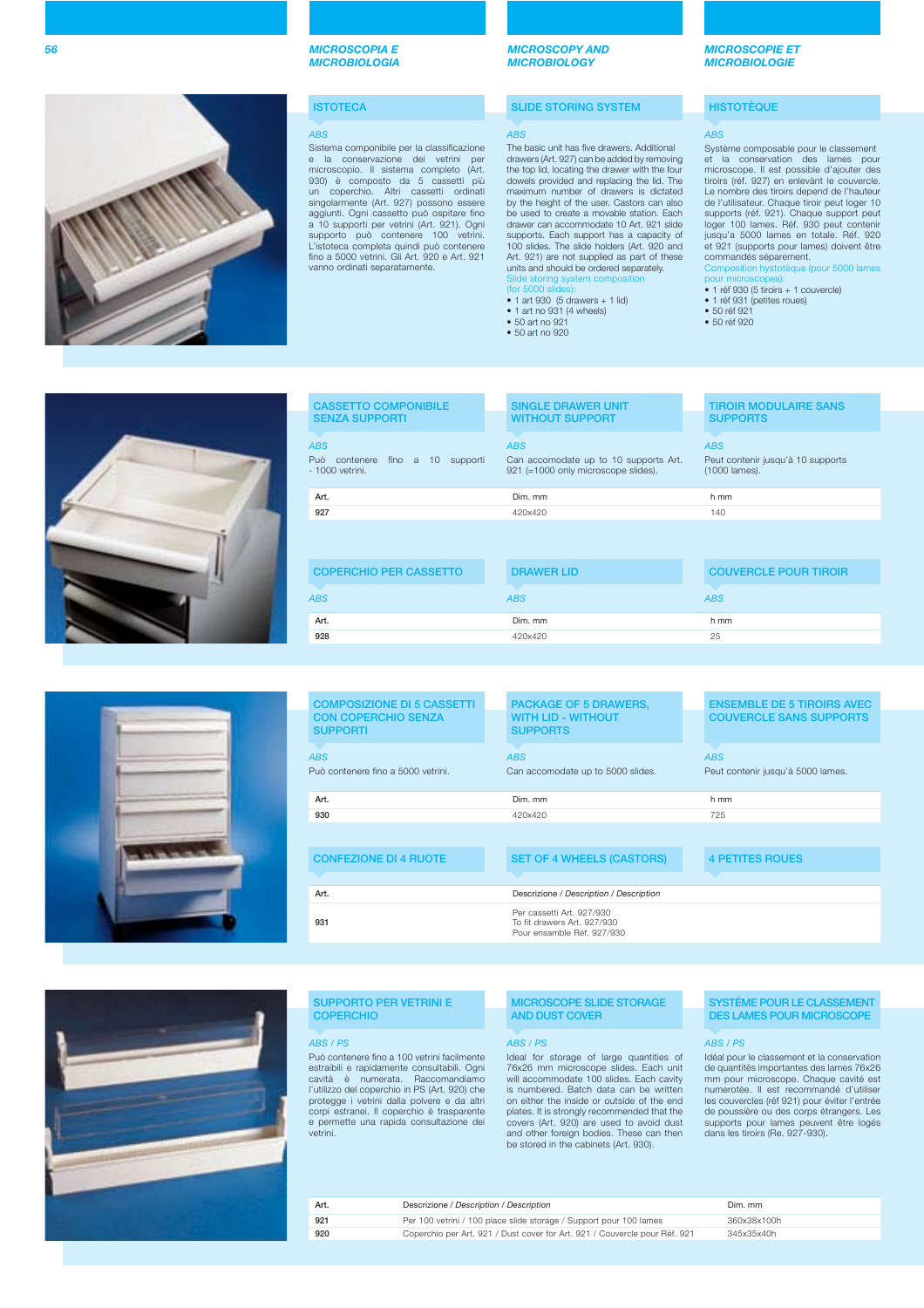## MICROSCOPIA E MICROBIOLOGIA

## MICROSCOPY AND MICROBIOLOGY

## MICROSCOPIE ET MICROBIOLOGIE

### ISTOTECA

*ABS*

Sistema componibile per la classificazione e la conservazione dei vetrini per microscopio. Il sistema completo (Art. 930) è composto da 5 cassetti più un coperchio. Altri cassetti ordinati singolarmente (Art. 927) possono essere aggiunti. Ogni cassetto può ospitare fino a 10 supporti per vetrini (Art. 921). Ogni supporto può contenere 100 vetrini. L'istoteca completa quindi può contenere fino a 5000 vetrini. Gli Art. 920 e Art. 921 vanno ordinati separatamente.

### SLIDE STORING SYSTEM

*ABS*

The basic unit has five drawers. Additional drawers (Art. 927) can be added by removing the top lid, locating the drawer with the four dowels provided and replacing the lid. The maximum number of drawers is dictated by the height of the user. Castors can also be used to create a movable station. Each drawer can accommodate 10 Art. 921 slide supports. Each support has a capacity of 100 slides. The slide holders (Art. 920 and Art. 921) are not supplied as part of these units and should be ordered separately.

Slide storing system composition (for 5000 slides):

- 1 art 930 (5 drawers + 1 lid)
- 1 art no 931 (4 wheels)
- 50 art no 921
- 50 art no 920

### HISTOTÈQUE

*ABS*

Système composable pour le classement et la conservation des lames pour microscope. Il est possible d'ajouter des tiroirs (réf. 927) en enlevant le couvercle. Le nombre des tiroirs depend de l'hauteur de l'utilisateur. Chaque tiroir peut loger 10 supports (réf. 921). Chaque support peut loger 100 lames. Réf. 930 peut contenir jusqu'a 5000 lames en totale. Réf. 920 et 921 (supports pour lames) doivent être commandés séparément.

Composition hystotèque (pour 5000 lames pour microscopes):

- 1 réf 930 (5 tiroirs + 1 couvercle)
- 1 réf 931 (petites roues)
- 50 réf 921
- 50 réf 920

### CASSETTO COMPONIBILE SENZA SUPPORTI

*ABS*

Può contenere fino a 10 supporti - 1000 vetrini.

### SINGLE DRAWER UNIT WITHOUT SUPPORT

*ABS*

Can accomodate up to 10 supports Art. 921 (=1000 only microscope slides).

### TIROIR MODULAIRE SANS SUPPORTS

*ABS*

Peut contenir jusqu'à 10 supports (1000 lames).

| Art. | Dim. mm | h mm |
|---|---|---|
| 927 | 420x420 | 140 |

### COPERCHIO PER CASSETTO

*ABS*

### DRAWER LID

*ABS*

### COUVERCLE POUR TIROIR

*ABS*

| Art. | Dim. mm | h mm |
|---|---|---|
| 928 | 420x420 | 25 |

### COMPOSIZIONE DI 5 CASSETTI CON COPERCHIO SENZA SUPPORTI

*ABS*

Può contenere fino a 5000 vetrini.

### PACKAGE OF 5 DRAWERS, WITH LID - WITHOUT SUPPORTS

*ABS*

Can accomodate up to 5000 slides.

### ENSEMBLE DE 5 TIROIRS AVEC COUVERCLE SANS SUPPORTS

*ABS*

Peut contenir jusqu'à 5000 lames.

| Art. | Dim. mm | h mm |
|---|---|---|
| 930 | 420x420 | 725 |

### CONFEZIONE DI 4 RUOTE

### SET OF 4 WHEELS (CASTORS)

### 4 PETITES ROUES

| Art. | Descrizione / *Description* / *Description* |
|---|---|
| 931 | Per cassetti Art. 927/930<br>To fit drawers Art. 927/930<br>Pour ensamble Réf. 927/930 |

### SUPPORTO PER VETRINI E COPERCHIO

*ABS / PS*

Può contenere fino a 100 vetrini facilmente estraibili e rapidamente consultabili. Ogni cavità è numerata. Raccomandiamo l'utilizzo del coperchio in PS (Art. 920) che protegge i vetrini dalla polvere e da altri corpi estranei. Il coperchio è trasparente e permette una rapida consultazione dei vetrini.

### MICROSCOPE SLIDE STORAGE AND DUST COVER

*ABS / PS*

Ideal for storage of large quantities of 76x26 mm microscope slides. Each unit will accommodate 100 slides. Each cavity is numbered. Batch data can be written on either the inside or outside of the plates. It is strongly recommended that the covers (Art. 920) are used to avoid dust and other foreign bodies. These can then be stored in the cabinets (Art. 930).

### SYSTÉME POUR LE CLASSEMENT DES LAMES POUR MICROSCOPE

*ABS / PS*

Idéal pour le classement et la conservation de quantités importantes des lames 76x26 mm pour microscope. Chaque cavité est numerotée. Il est recommandé d'utiliser les couvercles (réf 921) pour éviter l'entrée de poussière ou des corps étrangers. Les supports pour lames peuvent être logés dans les tiroirs (Re. 927-930).

| Art. | Descrizione / *Description* / *Description* | Dim. mm |
|---|---|---|
| 921 | Per 100 vetrini / 100 place slide storage / Support pour 100 lames | 360x38x100h |
| 920 | Coperchio per Art. 921 / Dust cover for Art. 921 / Couvercle pour Réf. 921 | 345x35x40h |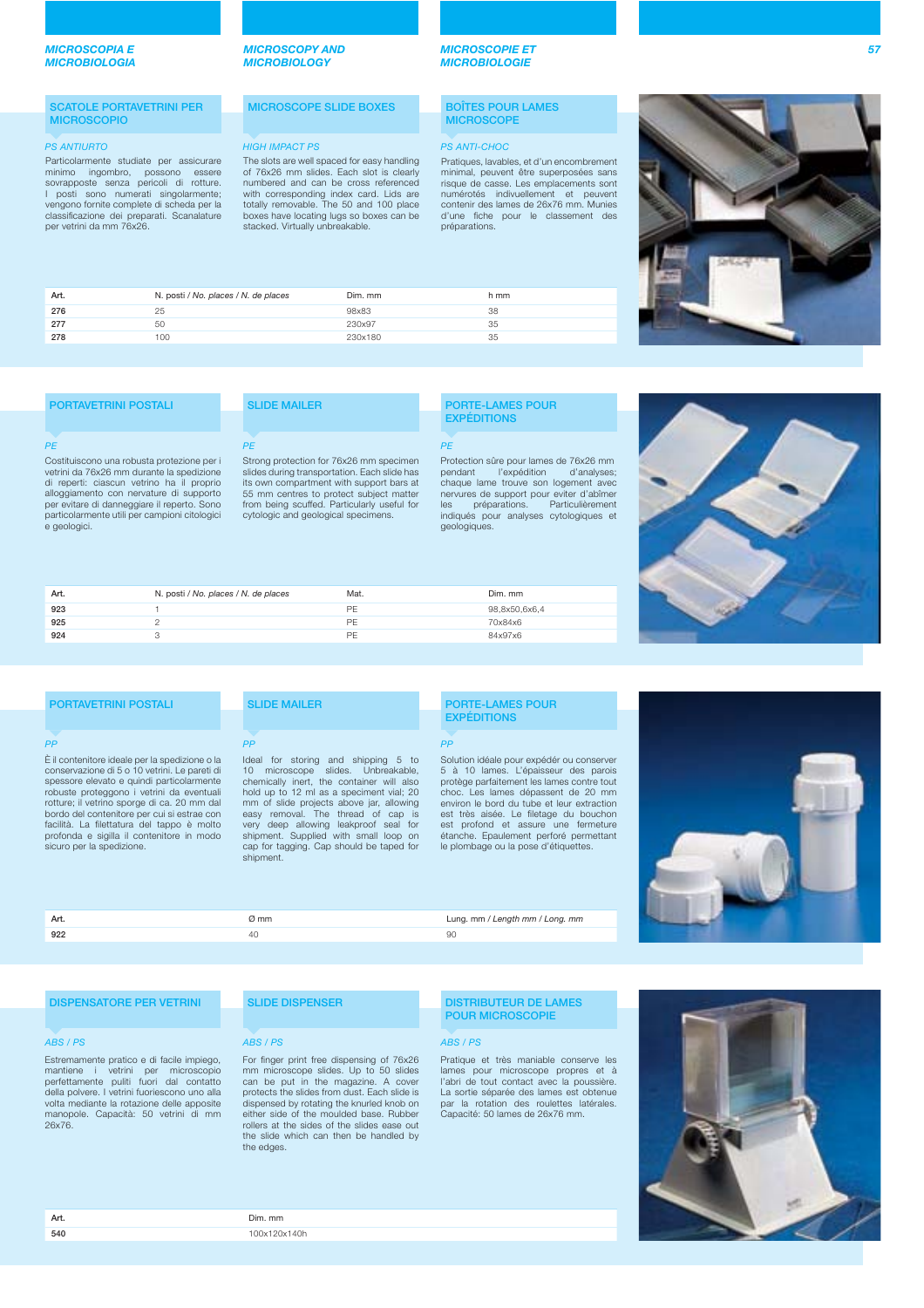## MICROSCOPIA E MICROBIOLOGIA

## MICROSCOPY AND MICROBIOLOGY

## MICROSCOPIE ET MICROBIOLOGIE

### SCATOLE PORTAVETRINI PER MICROSCOPIO

*PS ANTIURTO*

Particolarmente studiate per assicurare minimo ingombro, possono essere sovrapposte senza pericoli di rotture. I posti sono numerati singolarmente; vengono fornite complete di scheda per la classificazione dei preparati. Scanalature per vetrini da mm 76x26.

### MICROSCOPE SLIDE BOXES

*HIGH IMPACT PS*

The slots are well spaced for easy handling of 76x26 mm slides. Each slot is clearly numbered and can be cross referenced with corresponding index card. Lids are totally removable. The 50 and 100 place boxes have locating lugs so boxes can be stacked. Virtually unbreakable.

### BOÎTES POUR LAMES MICROSCOPE

*PS ANTI-CHOC*

Pratiques, lavables, et d'un encombrement minimal, peuvent être superposées sans risque de casse. Les emplacements sont numérotés indivuellement et peuvent contenir des lames de 26x76 mm. Munies d'une fiche pour le classement des préparations.

| Art. | N. posti / *No. places / N. de places* | Dim. mm | h mm |
|---|---|---|---|
| 276 | 25 | 98x83 | 38 |
| 277 | 50 | 230x97 | 35 |
| 278 | 100 | 230x180 | 35 |

### PORTAVETRINI POSTALI

*PE*

Costituiscono una robusta protezione per i vetrini da 76x26 mm durante la spedizione di reperti: ciascun vetrino ha il proprio alloggiamento con nervature di supporto per evitare di danneggiare il reperto. Sono particolarmente utili per campioni citologici e geologici.

### SLIDE MAILER

*PE*

Strong protection for 76x26 mm specimen slides during transportation. Each slide has its own compartment with support bars at 55 mm centres to protect subject matter from being scuffed. Particularly useful for cytologic and geological specimens.

### PORTE-LAMES POUR EXPÉDITIONS

*PE*

Protection sûre pour lames de 76x26 mm pendant l'expédition d'analyses; chaque lame trouve son logement avec nervures de support pour eviter d'abîmer les préparations. Particulièrement indiqués pour analyses cytologiques et geologiques.

| Art. | N. posti / *No. places / N. de places* | Mat. | Dim. mm |
|---|---|---|---|
| 923 | 1 | PE | 98,8x50,6x6,4 |
| 925 | 2 | PE | 70x84x6 |
| 924 | 3 | PE | 84x97x6 |

### PORTAVETRINI POSTALI

*PP*

È il contenitore ideale per la spedizione o la conservazione di 5 o 10 vetrini. Le pareti di spessore elevato e quindi particolarmente robuste proteggono i vetrini da eventuali rotture; il vetrino sporge di ca. 20 mm dal bordo del contenitore per cui si estrae con facilità. La filettatura del tappo è molto profonda e sigilla il contenitore in modo sicuro per la spedizione.

### SLIDE MAILER

*PP*

Ideal for storing and shipping 5 to 10 microscope slides. Unbreakable, chemically inert, the container will also hold up to 12 ml as a speciment vial; 20 mm of slide projects above jar, allowing easy removal. The thread of cap is very deep allowing leakproof seal for shipment. Supplied with small loop on cap for tagging. Cap should be taped for shipment.

### PORTE-LAMES POUR EXPÉDITIONS

*PP*

Solution idéale pour expédier ou conserver 5 à 10 lames. L'épaisseur des parois protège parfaitement les lames contre tout choc. Les lames dépassent de 20 mm environ le bord du tube et leur extraction est très aisée. Le filetage du bouchon est profond et assure une fermeture étanche. Epaulement perforé permettant le plombage ou la pose d'étiquettes.

| Art. | Ø mm | Lung. mm / *Length mm / Long. mm* |
|---|---|---|
| 922 | 40 | 90 |

### DISPENSATORE PER VETRINI

*ABS / PS*

Estremamente pratico e di facile impiego, mantiene i vetrini per microscopio perfettamente puliti fuori dal contatto della polvere. I vetrini fuoriescono uno alla volta mediante la rotazione delle apposite manopole. Capacità: 50 vetrini di mm 26x76.

### SLIDE DISPENSER

*ABS / PS*

For finger print free dispensing of 76x26 mm microscope slides. Up to 50 slides can be put in the magazine. A cover protects the slides from dust. Each slide is dispensed by rotating the knurled knob on either side of the moulded base. Rubber rollers at the sides of the slides ease out the slide which can then be handled by the edges.

### DISTRIBUTEUR DE LAMES POUR MICROSCOPIE

*ABS / PS*

Pratique et très maniable conserve les lames pour microscope propres et à l'abri de tout contact avec la poussière. La sortie séparée des lames est obtenue par la rotation des roulettes latérales. Capacité: 50 lames de 26x76 mm.

| Art. | Dim. mm |
|---|---|
| 540 | 100x120x140h |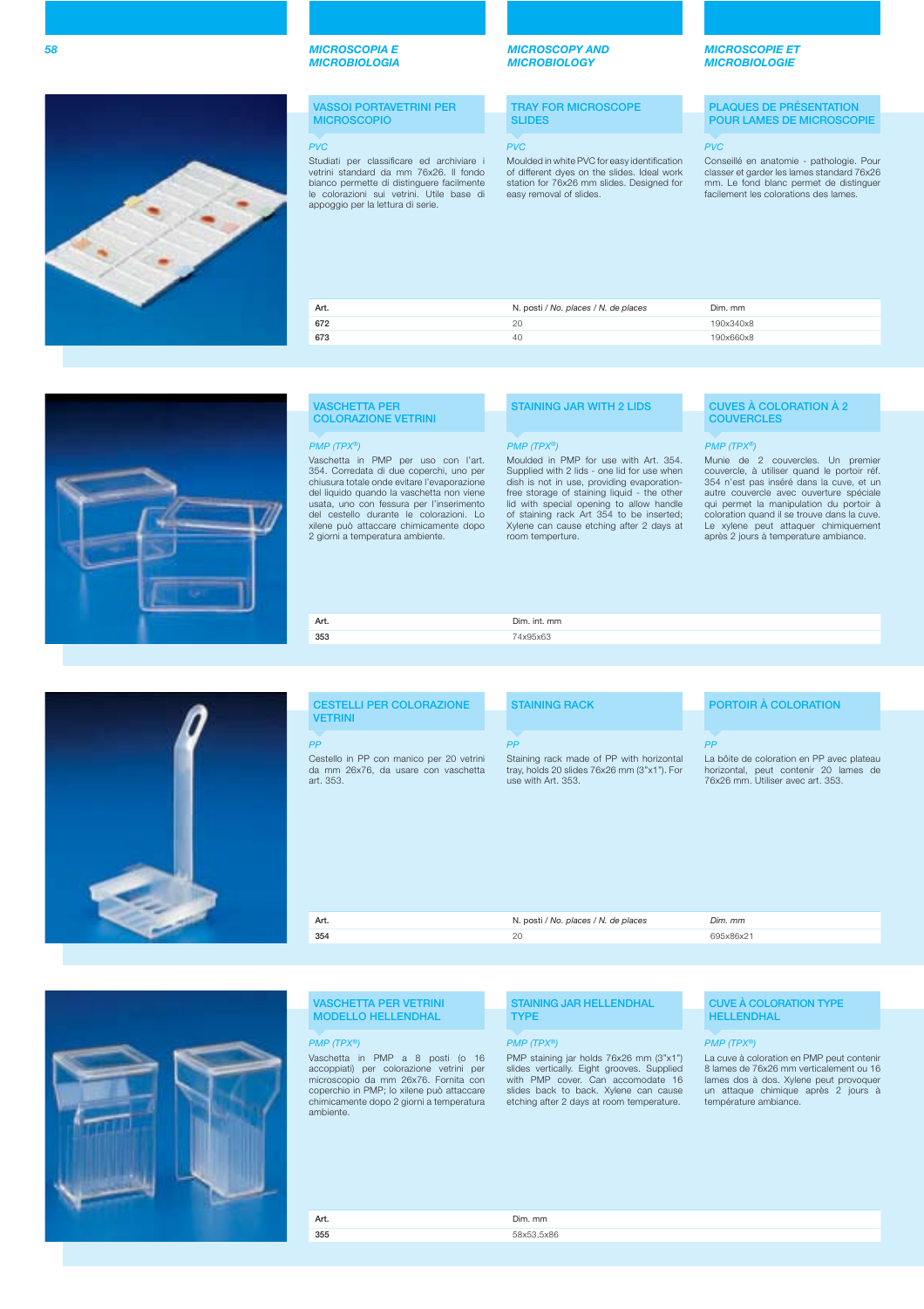## MICROSCOPIA E MICROBIOLOGIA

## MICROSCOPY AND MICROBIOLOGY

## MICROSCOPIE ET MICROBIOLOGIE

### VASSOI PORTAVETRINI PER MICROSCOPIO

*PVC*

Studiati per classificare ed archiviare i vetrini standard da mm 76x26. Il fondo bianco permette di distinguere facilmente le colorazioni sui vetrini. Utile base di appoggio per la lettura di serie.

### TRAY FOR MICROSCOPE SLIDES

*PVC*

Moulded in white PVC for easy identification of different dyes on the slides. Ideal work station for 76x26 mm slides. Designed for easy removal of slides.

### PLAQUES DE PRÉSENTATION POUR LAMES DE MICROSCOPIE

*PVC*

Conseillé en anatomie - pathologie. Pour classer et garder les lames standard 76x26 mm. Le fond blanc permet de distinguer facilement les colorations des lames.

| Art. | N. posti / *No. places* / *N. de places* | Dim. mm |
|---|---|---|
| 672 | 20 | 190x340x8 |
| 673 | 40 | 190x660x8 |

### VASCHETTA PER COLORAZIONE VETRINI

*PMP (TPX®)*

Vaschetta in PMP per uso con l'art. 354. Corredata di due coperchi, uno per chiusura totale onde evitare l'evaporazione del liquido quando la vaschetta non viene usata, uno con fessura per l'inserimento del cestello durante le colorazioni. Lo xilene può attaccare chimicamente dopo 2 giorni a temperatura ambiente.

### STAINING JAR WITH 2 LIDS

*PMP (TPX®)*

Moulded in PMP for use with Art. 354. Supplied with 2 lids - one lid for use when dish is not in use, providing evaporation-free storage of staining liquid - the other lid with special opening to allow handle of staining rack Art 354 to be inserted; Xylene can cause etching after 2 days at room temperture.

### CUVES À COLORATION À 2 COUVERCLES

*PMP (TPX®)*

Munie de 2 couvercles. Un premier couvercle, à utiliser quand le portoir réf. 354 n'est pas inséré dans la cuve, et un autre couvercle avec ouverture spéciale qui permet la manipulation du portoir à coloration quand il se trouve dans la cuve. Le xylene peut attaquer chimiquement après 2 jours à temperature ambiance.

| Art. | Dim. int. mm |
|---|---|
| 353 | 74x95x63 |

### CESTELLI PER COLORAZIONE VETRINI

*PP*

Cestello in PP con manico per 20 vetrini da mm 26x76, da usare con vaschetta art. 353.

### STAINING RACK

*PP*

Staining rack made of PP with horizontal tray, holds 20 slides 76x26 mm (3"x1"). For use with Art. 353.

### PORTOIR À COLORATION

*PP*

La boîte de coloration en PP avec plateau horizontal, peut contenir 20 lames de 76x26 mm. Utiliser avec art. 353.

| Art. | N. posti / *No. places* / *N. de places* | *Dim. mm* |
|---|---|---|
| 354 | 20 | 695x86x21 |

### VASCHETTA PER VETRINI MODELLO HELLENDHAL

*PMP (TPX®)*

Vaschetta in PMP a 8 posti (o 16 accoppiati) per colorazione vetrini per microscopio da mm 26x76. Fornita con coperchio in PMP; lo xilene può attaccare chimicamente dopo 2 giorni a temperatura ambiente.

### STAINING JAR HELLENDHAL TYPE

*PMP (TPX®)*

PMP staining jar holds 76x26 mm (3"x1") slides vertically. Eight grooves. Supplied with PMP cover. Can accomodate 16 slides back to back. Xylene can cause etching after 2 days at room temperature.

### CUVE À COLORATION TYPE HELLENDHAL

*PMP (TPX®)*

La cuve à coloration en PMP peut contenir 8 lames de 76x26 mm verticalement ou 16 lames dos à dos. Xylene peut provoquer un attaque chimique après 2 jours à température ambiance.

| Art. | Dim. mm |
|---|---|
| 355 | 58x53,5x86 |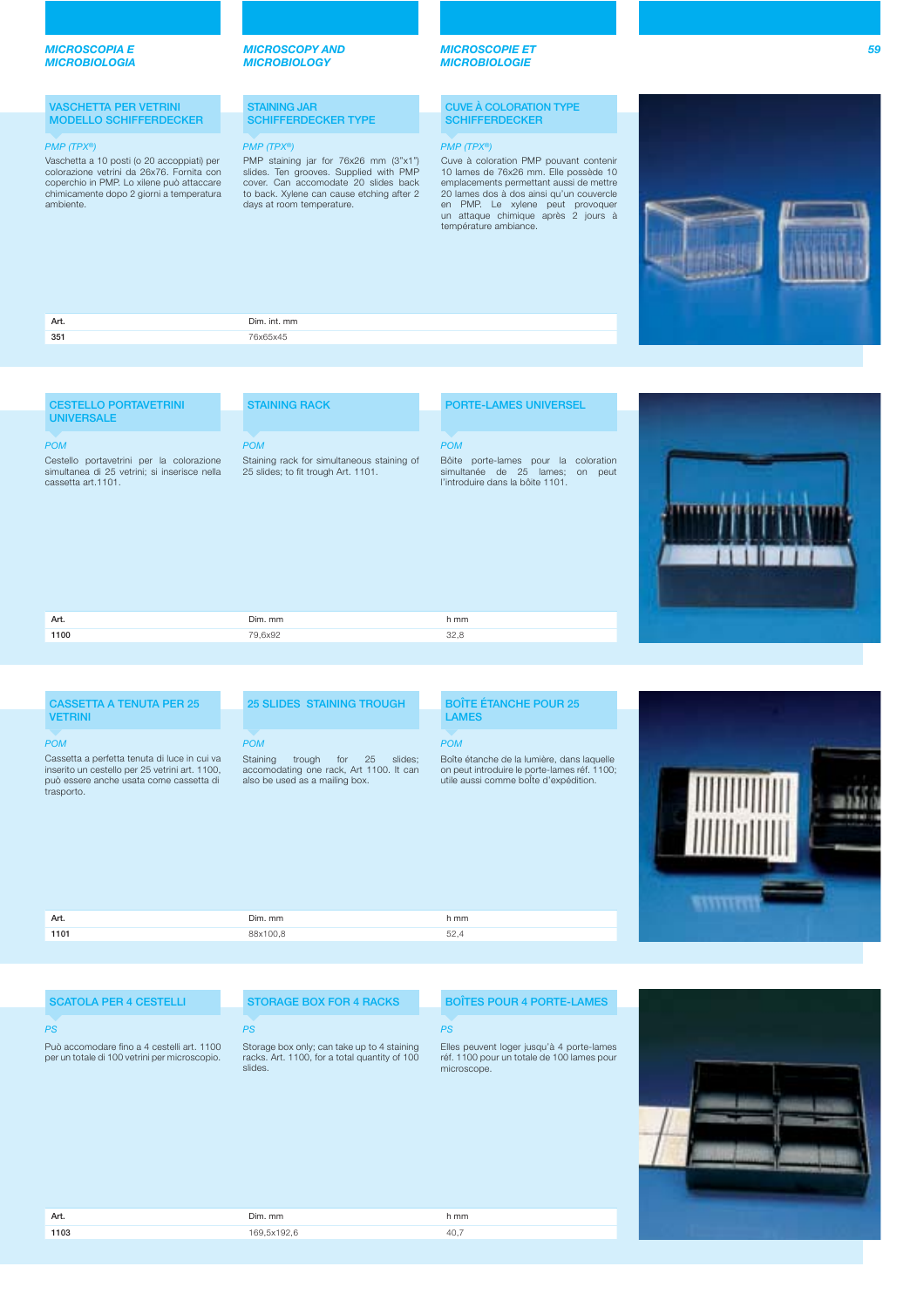*MICROSCOPIA E MICROBIOLOGIA*

*MICROSCOPY AND MICROBIOLOGY*

*MICROSCOPIE ET MICROBIOLOGIE*

## VASCHETTA PER VETRINI MODELLO SCHIFFERDECKER

*PMP (TPX®)*

Vaschetta a 10 posti (o 20 accoppiati) per colorazione vetrini da 26x76. Fornita con coperchio in PMP. Lo xilene può attaccare chimicamente dopo 2 giorni a temperatura ambiente.

## STAINING JAR SCHIFFERDECKER TYPE

*PMP (TPX®)*

PMP staining jar for 76x26 mm (3"x1") slides. Ten grooves. Supplied with PMP cover. Can accomodate 20 slides back to back. Xylene can cause etching after 2 days at room temperature.

## CUVE À COLORATION TYPE SCHIFFERDECKER

*PMP (TPX®)*

Cuve à coloration PMP pouvant contenir 10 lames de 76x26 mm. Elle possède 10 emplacements permettant aussi de mettre 20 lames dos à dos ainsi qu'un couvercle en PMP. Le xylene peut provoquer un attaque chimique après 2 jours à température ambiance.

| Art. | Dim. int. mm |
|---|---|
| 351 | 76x65x45 |

## CESTELLO PORTAVETRINI UNIVERSALE

*POM*

Cestello portavetrini per la colorazione simultanea di 25 vetrini; si inserisce nella cassetta art.1101.

## STAINING RACK

*POM*

Staining rack for simultaneous staining of 25 slides; to fit trough Art. 1101.

## PORTE-LAMES UNIVERSEL

*POM*

Boîte porte-lames pour la coloration simultanée de 25 lames; on peut l'introduire dans la boîte 1101.

| Art. | Dim. mm | h mm |
|---|---|---|
| 1100 | 79,6x92 | 32,8 |

## CASSETTA A TENUTA PER 25 VETRINI

*POM*

Cassetta a perfetta tenuta di luce in cui va inserito un cestello per 25 vetrini art. 1100, può essere anche usata come cassetta di trasporto.

## 25 SLIDES STAINING TROUGH

*POM*

Staining trough for 25 slides; accomodating one rack, Art 1100. It can also be used as a mailing box.

## BOÎTE ÉTANCHE POUR 25 LAMES

*POM*

Boîte étanche de la lumière, dans laquelle on peut introduire le porte-lames réf. 1100; utile aussi comme boîte d'expédition.

| Art. | Dim. mm | h mm |
|---|---|---|
| 1101 | 88x100,8 | 52,4 |

## SCATOLA PER 4 CESTELLI

*PS*

Può accomodare fino a 4 cestelli art. 1100 per un totale di 100 vetrini per microscopio.

## STORAGE BOX FOR 4 RACKS

*PS*

Storage box only; can take up to 4 staining racks. Art. 1100, for a total quantity of 100 slides.

## BOÎTES POUR 4 PORTE-LAMES

*PS*

Elles peuvent loger jusqu'à 4 porte-lames réf. 1100 pour un totale de 100 lames pour microscope.

| Art. | Dim. mm | h mm |
|---|---|---|
| 1103 | 169,5x192,6 | 40,7 |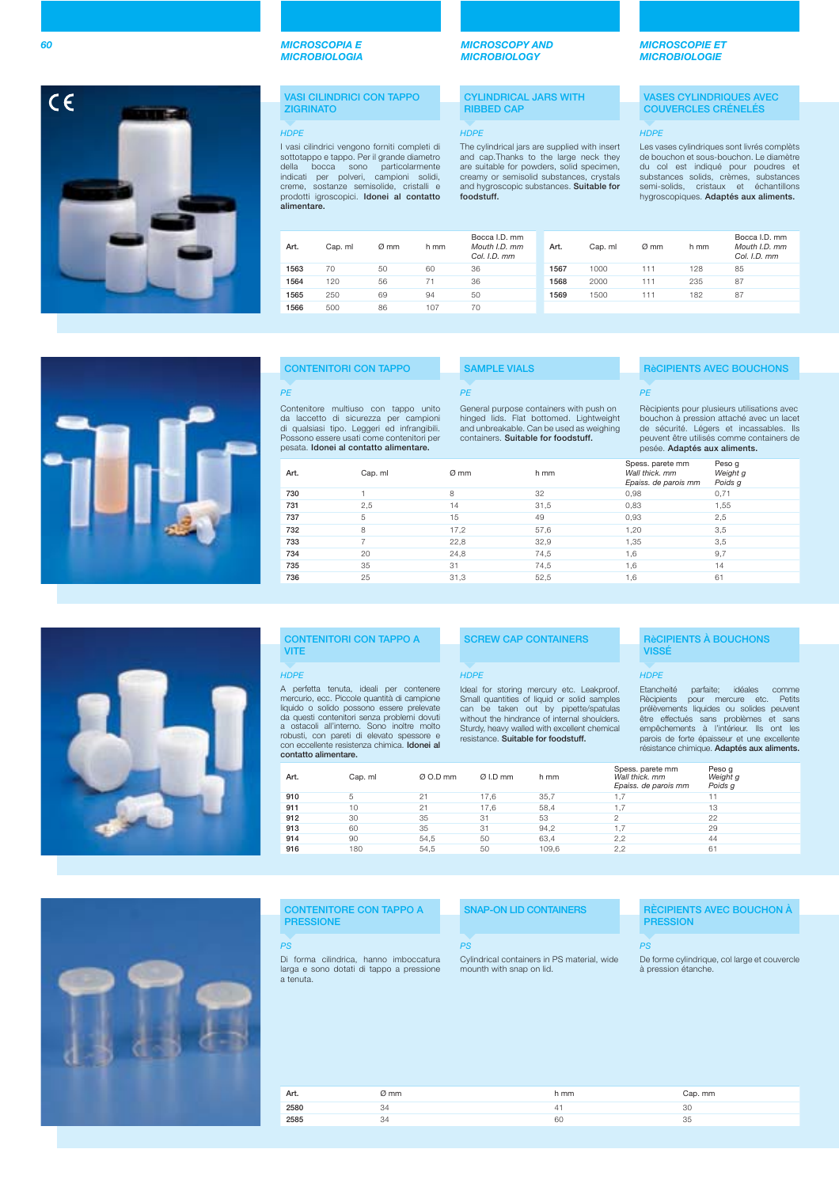## MICROSCOPIA E MICROBIOLOGIA

## MICROSCOPY AND MICROBIOLOGY

## MICROSCOPIE ET MICROBIOLOGIE

### VASI CILINDRICI CON TAPPO ZIGRINATO

*HDPE*

I vasi cilindrici vengono forniti completi di sottotappo e tappo. Per il grande diametro della bocca sono particolarmente indicati per polveri, campioni solidi, creme, sostanze semisolide, cristalli e prodotti igroscopici. **Idonei al contatto alimentare.**

### CYLINDRICAL JARS WITH RIBBED CAP

*HDPE*

The cylindrical jars are supplied with insert and cap. Thanks to the large neck they are suitable for powders, solid specimen, creamy or semisolid substances, crystals and hygroscopic substances. **Suitable for foodstuff.**

### VASES CYLINDRIQUES AVEC COUVERCLES CRÉNELÉS

*HDPE*

Les vases cylindriques sont livrés complèts de bouchon et sous-bouchon. Le diamètre du col est indiqué pour poudres et substances solids, crèmes, substances semi-solids, cristaux et échantillons hygroscopiques. **Adaptés aux aliments.**

| Art. | Cap. ml | Ø mm | h mm | Bocca I.D. mm *Mouth I.D. mm* *Col. I.D. mm* |
|---|---|---|---|---|
| **1563** | 70 | 50 | 60 | 36 |
| **1564** | 120 | 56 | 71 | 36 |
| **1565** | 250 | 69 | 94 | 50 |
| **1566** | 500 | 86 | 107 | 70 |
| **1567** | 1000 | 111 | 128 | 85 |
| **1568** | 2000 | 111 | 235 | 87 |
| **1569** | 1500 | 111 | 182 | 87 |

### CONTENITORI CON TAPPO

*PE*

Contenitore multiuso con tappo unito da laccetto di sicurezza per campioni di qualsiasi tipo. Leggeri ed infrangibili. Possono essere usati come contenitori per pesata. **Idonei al contatto alimentare.**

### SAMPLE VIALS

*PE*

General purpose containers with push on hinged lids. Flat bottomed. Lightweight and unbreakable. Can be used as weighing containers. **Suitable for foodstuff.**

### RèCIPIENTS AVEC BOUCHONS

*PE*

Rècipients pour plusieurs utilisations avec bouchon à pression attaché avec un lacet de sécurité. Légers et incassables. Ils peuvent être utilisés comme containers de pesée. **Adaptés aux aliments.**

| Art. | Cap. ml | Ø mm | h mm | Spess. parete mm *Wall thick. mm* *Epaiss. de parois mm* | Peso g *Weight g* *Poids g* |
|---|---|---|---|---|---|
| **730** | 1 | 8 | 32 | 0,98 | 0,71 |
| **731** | 2,5 | 14 | 31,5 | 0,83 | 1,55 |
| **737** | 5 | 15 | 49 | 0,93 | 2,5 |
| **732** | 8 | 17,2 | 57,6 | 1,20 | 3,5 |
| **733** | 7 | 22,8 | 32,9 | 1,35 | 3,5 |
| **734** | 20 | 24,8 | 74,5 | 1,6 | 9,7 |
| **735** | 35 | 31 | 74,5 | 1,6 | 14 |
| **736** | 25 | 31,3 | 52,5 | 1,6 | 61 |

### CONTENITORI CON TAPPO A VITE

*HDPE*

A perfetta tenuta, ideali per contenere mercurio, ecc. Piccole quantità di campione liquido o solido possono essere prelevate da questi contenitori senza problemi dovuti a ostacoli all'interno. Sono inoltre molto robusti, con pareti di elevato spessore e con eccellente resistenza chimica. **Idonei al contatto alimentare.**

### SCREW CAP CONTAINERS

*HDPE*

Ideal for storing mercury etc. Leakproof. Small quantities of liquid or solid samples can be taken out by pipette/spatulas without the hindrance of internal shoulders. Sturdy, heavy walled with excellent chemical resistance. **Suitable for foodstuff.**

### RèCIPIENTS À BOUCHONS VISSÉ

*HDPE*

Etancheité parfaite; idéales comme Rècipients pour mercure etc. Petits prélèvements liquides ou solides peuvent être effectués sans problèmes et sans empêchements à l'intérieur. Ils ont les parois de forte épaisseur et une excellente résistance chimique. **Adaptés aux aliments.**

| Art. | Cap. ml | Ø O.D mm | Ø I.D mm | h mm | Spess. parete mm *Wall thick. mm* *Epaiss. de parois mm* | Peso g *Weight g* *Poids g* |
|---|---|---|---|---|---|---|
| **910** | 5 | 21 | 17,6 | 35,7 | 1,7 | 11 |
| **911** | 10 | 21 | 17,6 | 58,4 | 1,7 | 13 |
| **912** | 30 | 35 | 31 | 53 | 2 | 22 |
| **913** | 60 | 35 | 31 | 94,2 | 1,7 | 29 |
| **914** | 90 | 54,5 | 50 | 63,4 | 2,2 | 44 |
| **916** | 180 | 54,5 | 50 | 109,6 | 2,2 | 61 |

### CONTENITORE CON TAPPO A PRESSIONE

*PS*

Di forma cilindrica, hanno imboccatura larga e sono dotati di tappo a pressione a tenuta.

### SNAP-ON LID CONTAINERS

*PS*

Cylindrical containers in PS material, wide mounth with snap on lid.

### RÈCIPIENTS AVEC BOUCHON À PRESSION

*PS*

De forme cylindrique, col large et couvercle à pression étanche.

| Art. | Ø mm | h mm | Cap. mm |
|---|---|---|---|
| **2580** | 34 | 41 | 30 |
| **2585** | 34 | 60 | 35 |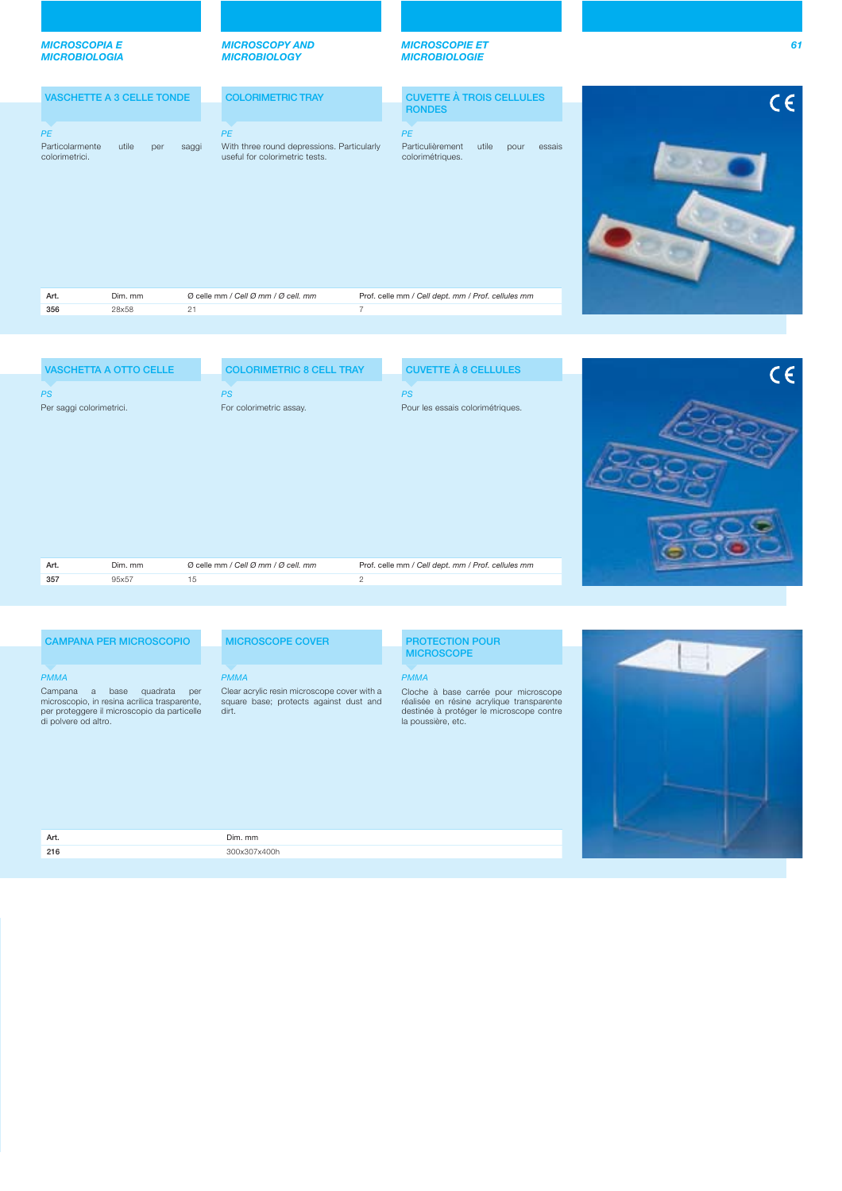**MICROSCOPIA E MICROBIOLOGIA**

**MICROSCOPY AND MICROBIOLOGY**

**MICROSCOPIE ET MICROBIOLOGIE**

## VASCHETTE A 3 CELLE TONDE

*PE*

Particolarmente utile per saggi colorimetrici.

## COLORIMETRIC TRAY

*PE*

With three round depressions. Particularly useful for colorimetric tests.

## CUVETTE À TROIS CELLULES RONDES

*PE*

Particulièrement utile pour essais colorimétriques.

| Art. | Dim. mm | Ø celle mm / *Cell Ø mm* / *Ø cell. mm* | Prof. celle mm / *Cell dept. mm* / *Prof. cellules mm* |
|---|---|---|---|
| **356** | 28x58 | 21 | 7 |

## VASCHETTA A OTTO CELLE

*PS*

Per saggi colorimetrici.

## COLORIMETRIC 8 CELL TRAY

*PS*

For colorimetric assay.

## CUVETTE À 8 CELLULES

*PS*

Pour les essais colorimétriques.

| Art. | Dim. mm | Ø celle mm / *Cell Ø mm* / *Ø cell. mm* | Prof. celle mm / *Cell dept. mm* / *Prof. cellules mm* |
|---|---|---|---|
| **357** | 95x57 | 15 | 2 |

## CAMPANA PER MICROSCOPIO

*PMMA*

Campana a base quadrata per microscopio, in resina acrilica trasparente, per proteggere il microscopio da particelle di polvere od altro.

## MICROSCOPE COVER

*PMMA*

Clear acrylic resin microscope cover with a square base; protects against dust and dirt.

## PROTECTION POUR MICROSCOPE

*PMMA*

Cloche à base carrée pour microscope réalisée en résine acrylique transparente destinée à protéger le microscope contre la poussière, etc.

| Art. | Dim. mm |
|---|---|
| **216** | 300x307x400h |